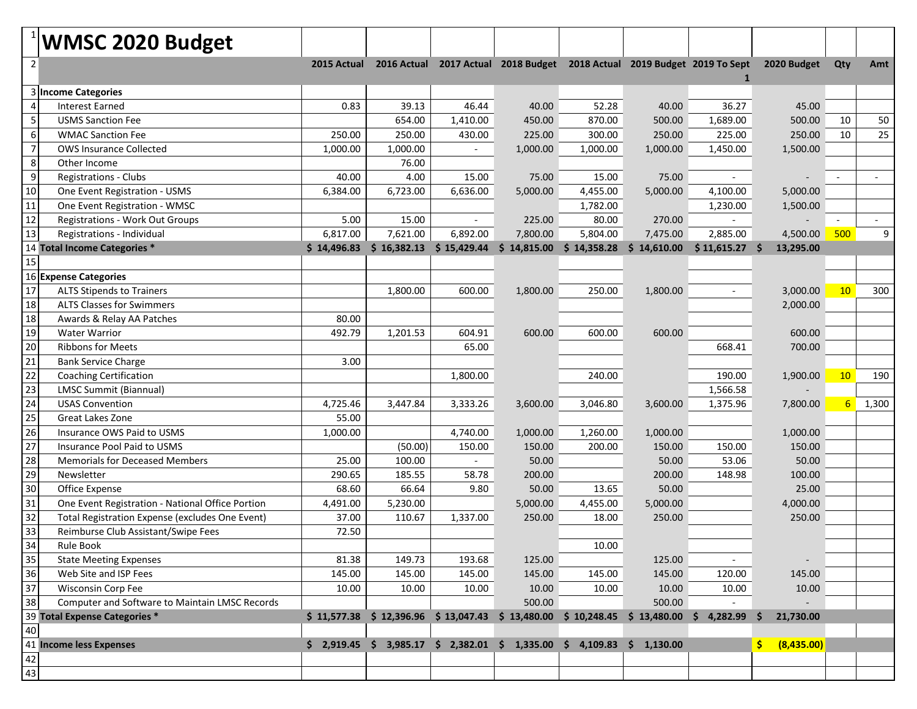| 1 | WMSC 2020 Budget | | | | | | | | | | |
|---|---|---|---|---|---|---|---|---|---|---|---|
| 2 | | 2015 Actual | 2016 Actual | 2017 Actual | 2018 Budget | 2018 Actual | 2019 Budget | 2019 To Sept 1 | 2020 Budget | Qty | Amt |
| 3 | **Income Categories** | | | | | | | | | | |
| 4 | Interest Earned | 0.83 | 39.13 | 46.44 | 40.00 | 52.28 | 40.00 | 36.27 | 45.00 | | |
| 5 | USMS Sanction Fee | | 654.00 | 1,410.00 | 450.00 | 870.00 | 500.00 | 1,689.00 | 500.00 | 10 | 50 |
| 6 | WMAC Sanction Fee | 250.00 | 250.00 | 430.00 | 225.00 | 300.00 | 250.00 | 225.00 | 250.00 | 10 | 25 |
| 7 | OWS Insurance Collected | 1,000.00 | 1,000.00 | - | 1,000.00 | 1,000.00 | 1,000.00 | 1,450.00 | 1,500.00 | | |
| 8 | Other Income | | 76.00 | | | | | | | | |
| 9 | Registrations - Clubs | 40.00 | 4.00 | 15.00 | 75.00 | 15.00 | 75.00 | - | - | - | - |
| 10 | One Event Registration - USMS | 6,384.00 | 6,723.00 | 6,636.00 | 5,000.00 | 4,455.00 | 5,000.00 | 4,100.00 | 5,000.00 | | |
| 11 | One Event Registration - WMSC | | | | | 1,782.00 | | 1,230.00 | 1,500.00 | | |
| 12 | Registrations - Work Out Groups | 5.00 | 15.00 | - | 225.00 | 80.00 | 270.00 | - | - | - | - |
| 13 | Registrations - Individual | 6,817.00 | 7,621.00 | 6,892.00 | 7,800.00 | 5,804.00 | 7,475.00 | 2,885.00 | 4,500.00 | 500 | 9 |
| 14 | **Total Income Categories *** | **$ 14,496.83** | **$ 16,382.13** | **$ 15,429.44** | **$ 14,815.00** | **$ 14,358.28** | **$ 14,610.00** | **$ 11,615.27** | **$ 13,295.00** | | |
| 15 | | | | | | | | | | | |
| 16 | **Expense Categories** | | | | | | | | | | |
| 17 | ALTS Stipends to Trainers | | 1,800.00 | 600.00 | 1,800.00 | 250.00 | 1,800.00 | - | 3,000.00 | 10 | 300 |
| 18 | ALTS Classes for Swimmers | | | | | | | | 2,000.00 | | |
| 18 | Awards & Relay AA Patches | 80.00 | | | | | | | | | |
| 19 | Water Warrior | 492.79 | 1,201.53 | 604.91 | 600.00 | 600.00 | 600.00 | | 600.00 | | |
| 20 | Ribbons for Meets | | | 65.00 | | | | 668.41 | 700.00 | | |
| 21 | Bank Service Charge | 3.00 | | | | | | | | | |
| 22 | Coaching Certification | | | 1,800.00 | | 240.00 | | 190.00 | 1,900.00 | 10 | 190 |
| 23 | LMSC Summit (Biannual) | | | | | | | 1,566.58 | - | | |
| 24 | USAS Convention | 4,725.46 | 3,447.84 | 3,333.26 | 3,600.00 | 3,046.80 | 3,600.00 | 1,375.96 | 7,800.00 | 6 | 1,300 |
| 25 | Great Lakes Zone | 55.00 | | | | | | | | | |
| 26 | Insurance OWS Paid to USMS | 1,000.00 | | 4,740.00 | 1,000.00 | 1,260.00 | 1,000.00 | | 1,000.00 | | |
| 27 | Insurance Pool Paid to USMS | | (50.00) | 150.00 | 150.00 | 200.00 | 150.00 | 150.00 | 150.00 | | |
| 28 | Memorials for Deceased Members | 25.00 | 100.00 | - | 50.00 | | 50.00 | 53.06 | 50.00 | | |
| 29 | Newsletter | 290.65 | 185.55 | 58.78 | 200.00 | | 200.00 | 148.98 | 100.00 | | |
| 30 | Office Expense | 68.60 | 66.64 | 9.80 | 50.00 | 13.65 | 50.00 | | 25.00 | | |
| 31 | One Event Registration - National Office Portion | 4,491.00 | 5,230.00 | | 5,000.00 | 4,455.00 | 5,000.00 | | 4,000.00 | | |
| 32 | Total Registration Expense (excludes One Event) | 37.00 | 110.67 | 1,337.00 | 250.00 | 18.00 | 250.00 | | 250.00 | | |
| 33 | Reimburse Club Assistant/Swipe Fees | 72.50 | | | | | | | | | |
| 34 | Rule Book | | | | | 10.00 | | | | | |
| 35 | State Meeting Expenses | 81.38 | 149.73 | 193.68 | 125.00 | | 125.00 | - | - | | |
| 36 | Web Site and ISP Fees | 145.00 | 145.00 | 145.00 | 145.00 | 145.00 | 145.00 | 120.00 | 145.00 | | |
| 37 | Wisconsin Corp Fee | 10.00 | 10.00 | 10.00 | 10.00 | 10.00 | 10.00 | 10.00 | 10.00 | | |
| 38 | Computer and Software to Maintain LMSC Records | | | | 500.00 | - | 500.00 | - | - | | |
| 39 | **Total Expense Categories *** | **$ 11,577.38** | **$ 12,396.96** | **$ 13,047.43** | **$ 13,480.00** | **$ 10,248.45** | **$ 13,480.00** | **$ 4,282.99** | **$ 21,730.00** | | |
| 40 | | | | | | | | | | | |
| 41 | **Income less Expenses** | **$ 2,919.45** | **$ 3,985.17** | **$ 2,382.01** | **$ 1,335.00** | **$ 4,109.83** | **$ 1,130.00** | | **$ (8,435.00)** | | |
| 42 | | | | | | | | | | | |
| 43 | | | | | | | | | | | |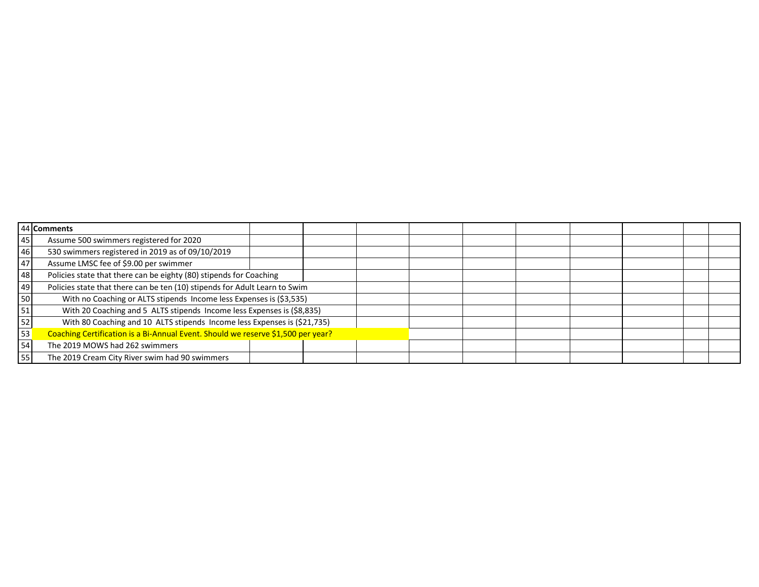| | |
|---|---|
| 44 | **Comments** |
| 45 | Assume 500 swimmers registered for 2020 |
| 46 | 530 swimmers registered in 2019 as of 09/10/2019 |
| 47 | Assume LMSC fee of $9.00 per swimmer |
| 48 | Policies state that there can be eighty (80) stipends for Coaching |
| 49 | Policies state that there can be ten (10) stipends for Adult Learn to Swim |
| 50 | With no Coaching or ALTS stipends Income less Expenses is ($3,535) |
| 51 | With 20 Coaching and 5 ALTS stipends Income less Expenses is ($8,835) |
| 52 | With 80 Coaching and 10 ALTS stipends Income less Expenses is ($21,735) |
| 53 | Coaching Certification is a Bi-Annual Event. Should we reserve $1,500 per year? |
| 54 | The 2019 MOWS had 262 swimmers |
| 55 | The 2019 Cream City River swim had 90 swimmers |